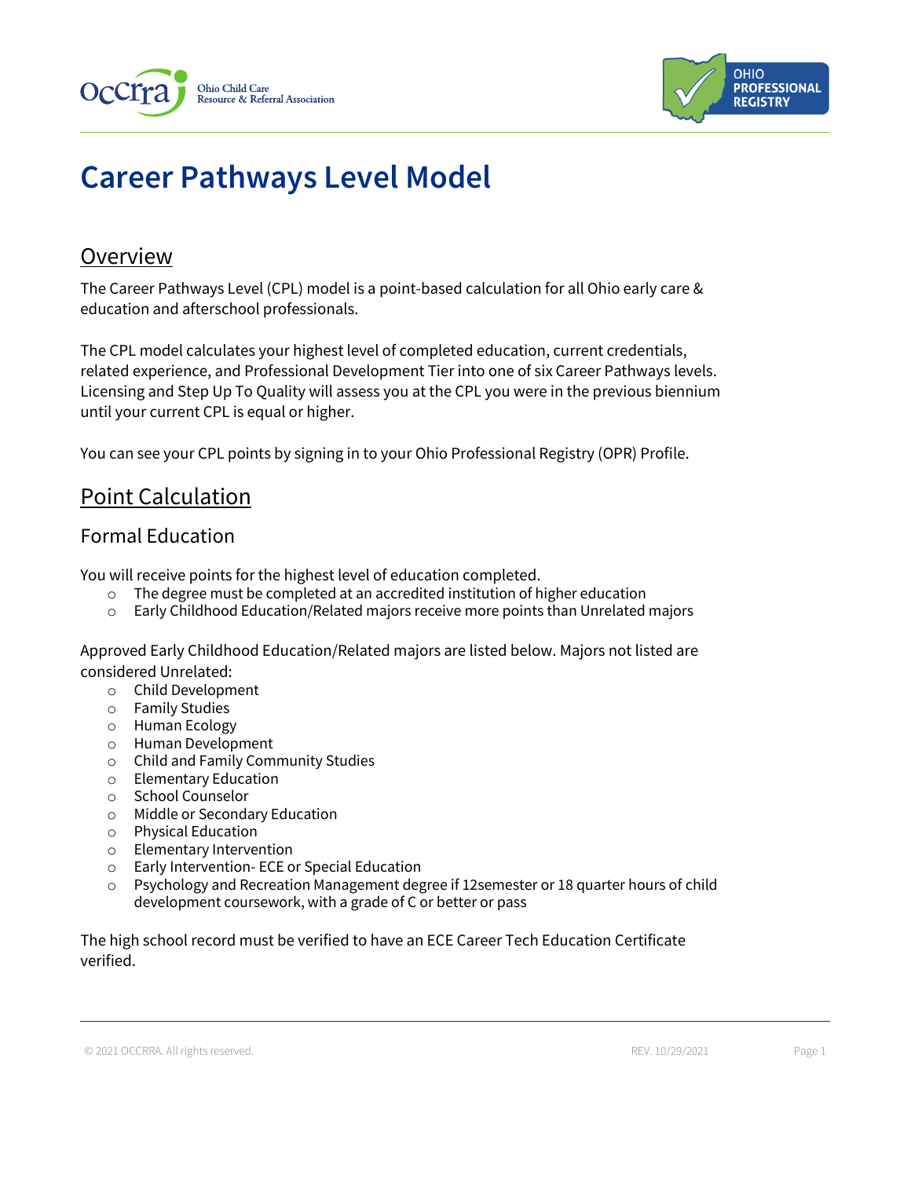# Career Pathways Level Model

## Overview

The Career Pathways Level (CPL) model is a point-based calculation for all Ohio early care & education and afterschool professionals.

The CPL model calculates your highest level of completed education, current credentials, related experience, and Professional Development Tier into one of six Career Pathways levels. Licensing and Step Up To Quality will assess you at the CPL you were in the previous biennium until your current CPL is equal or higher.

You can see your CPL points by signing in to your Ohio Professional Registry (OPR) Profile.

## Point Calculation

### Formal Education

You will receive points for the highest level of education completed.

- The degree must be completed at an accredited institution of higher education
- Early Childhood Education/Related majors receive more points than Unrelated majors

Approved Early Childhood Education/Related majors are listed below. Majors not listed are considered Unrelated:

- Child Development
- Family Studies
- Human Ecology
- Human Development
- Child and Family Community Studies
- Elementary Education
- School Counselor
- Middle or Secondary Education
- Physical Education
- Elementary Intervention
- Early Intervention- ECE or Special Education
- Psychology and Recreation Management degree if 12semester or 18 quarter hours of child development coursework, with a grade of C or better or pass

The high school record must be verified to have an ECE Career Tech Education Certificate verified.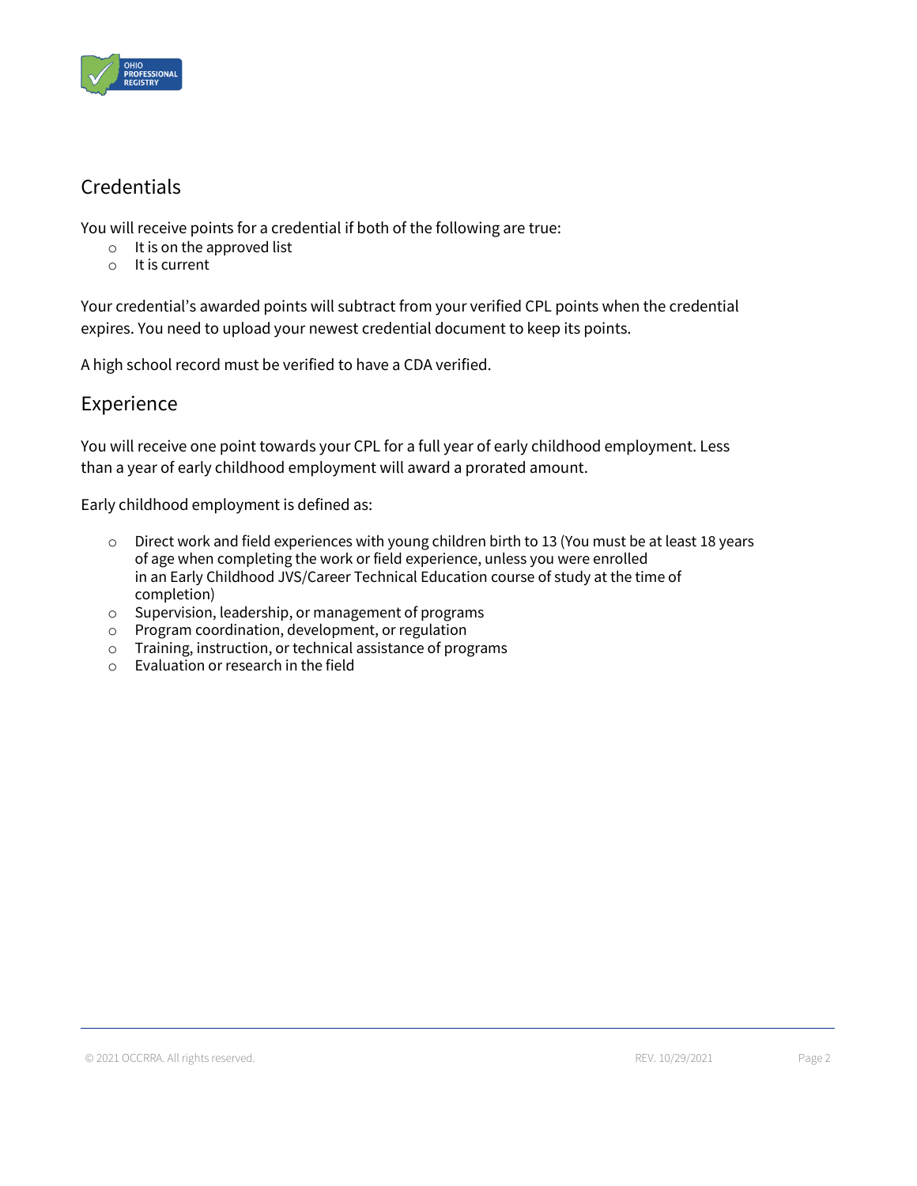## Credentials

You will receive points for a credential if both of the following are true:

- It is on the approved list
- It is current

Your credential's awarded points will subtract from your verified CPL points when the credential expires. You need to upload your newest credential document to keep its points.

A high school record must be verified to have a CDA verified.

## Experience

You will receive one point towards your CPL for a full year of early childhood employment. Less than a year of early childhood employment will award a prorated amount.

Early childhood employment is defined as:

- Direct work and field experiences with young children birth to 13 (You must be at least 18 years of age when completing the work or field experience, unless you were enrolled in an Early Childhood JVS/Career Technical Education course of study at the time of completion)
- Supervision, leadership, or management of programs
- Program coordination, development, or regulation
- Training, instruction, or technical assistance of programs
- Evaluation or research in the field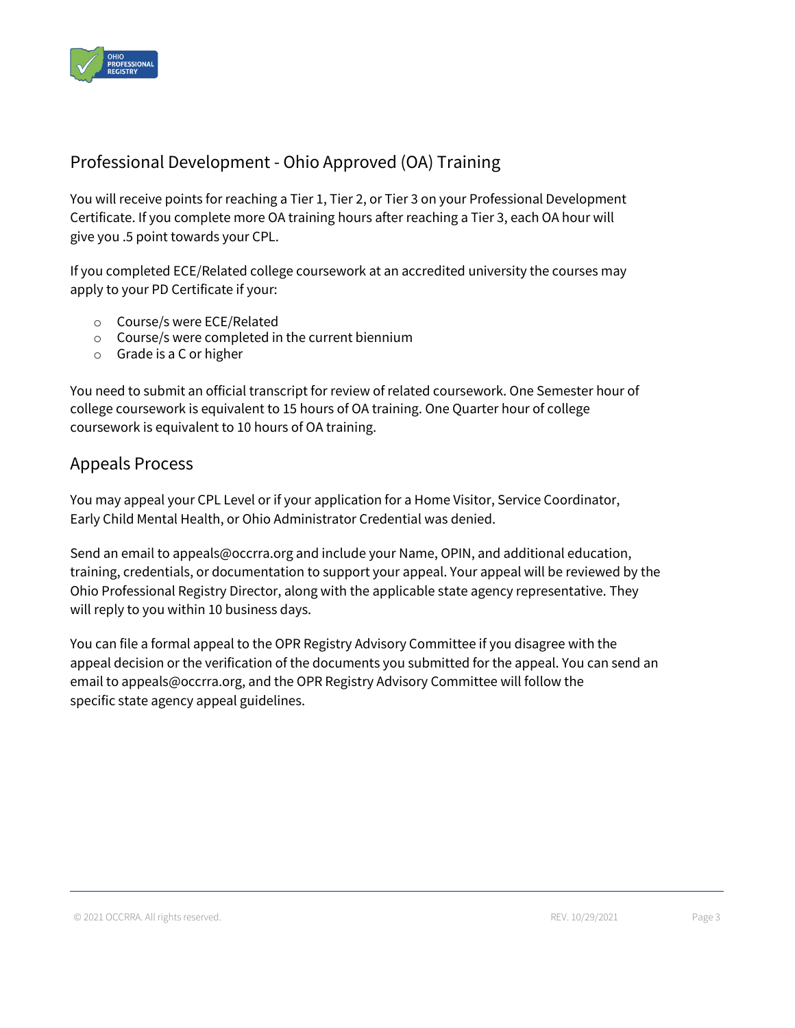## Professional Development - Ohio Approved (OA) Training

You will receive points for reaching a Tier 1, Tier 2, or Tier 3 on your Professional Development Certificate. If you complete more OA training hours after reaching a Tier 3, each OA hour will give you .5 point towards your CPL.

If you completed ECE/Related college coursework at an accredited university the courses may apply to your PD Certificate if your:

- Course/s were ECE/Related
- Course/s were completed in the current biennium
- Grade is a C or higher

You need to submit an official transcript for review of related coursework. One Semester hour of college coursework is equivalent to 15 hours of OA training. One Quarter hour of college coursework is equivalent to 10 hours of OA training.

## Appeals Process

You may appeal your CPL Level or if your application for a Home Visitor, Service Coordinator, Early Child Mental Health, or Ohio Administrator Credential was denied.

Send an email to appeals@occrra.org and include your Name, OPIN, and additional education, training, credentials, or documentation to support your appeal. Your appeal will be reviewed by the Ohio Professional Registry Director, along with the applicable state agency representative. They will reply to you within 10 business days.

You can file a formal appeal to the OPR Registry Advisory Committee if you disagree with the appeal decision or the verification of the documents you submitted for the appeal. You can send an email to appeals@occrra.org, and the OPR Registry Advisory Committee will follow the specific state agency appeal guidelines.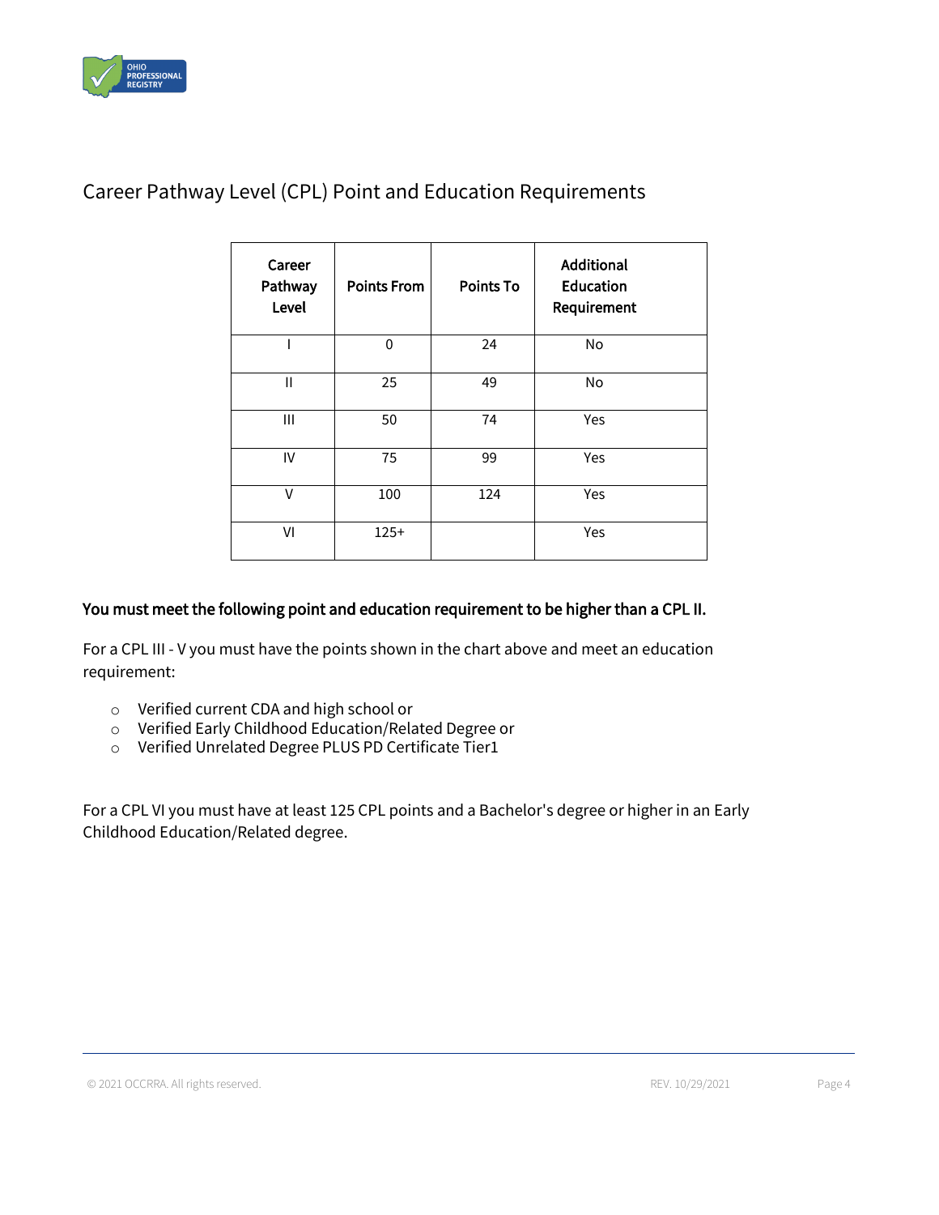## Career Pathway Level (CPL) Point and Education Requirements

| Career Pathway Level | Points From | Points To | Additional Education Requirement |
|---|---|---|---|
| I | 0 | 24 | No |
| II | 25 | 49 | No |
| III | 50 | 74 | Yes |
| IV | 75 | 99 | Yes |
| V | 100 | 124 | Yes |
| VI | 125+ | | Yes |

**You must meet the following point and education requirement to be higher than a CPL II.**

For a CPL III - V you must have the points shown in the chart above and meet an education requirement:

- Verified current CDA and high school or
- Verified Early Childhood Education/Related Degree or
- Verified Unrelated Degree PLUS PD Certificate Tier1

For a CPL VI you must have at least 125 CPL points and a Bachelor's degree or higher in an Early Childhood Education/Related degree.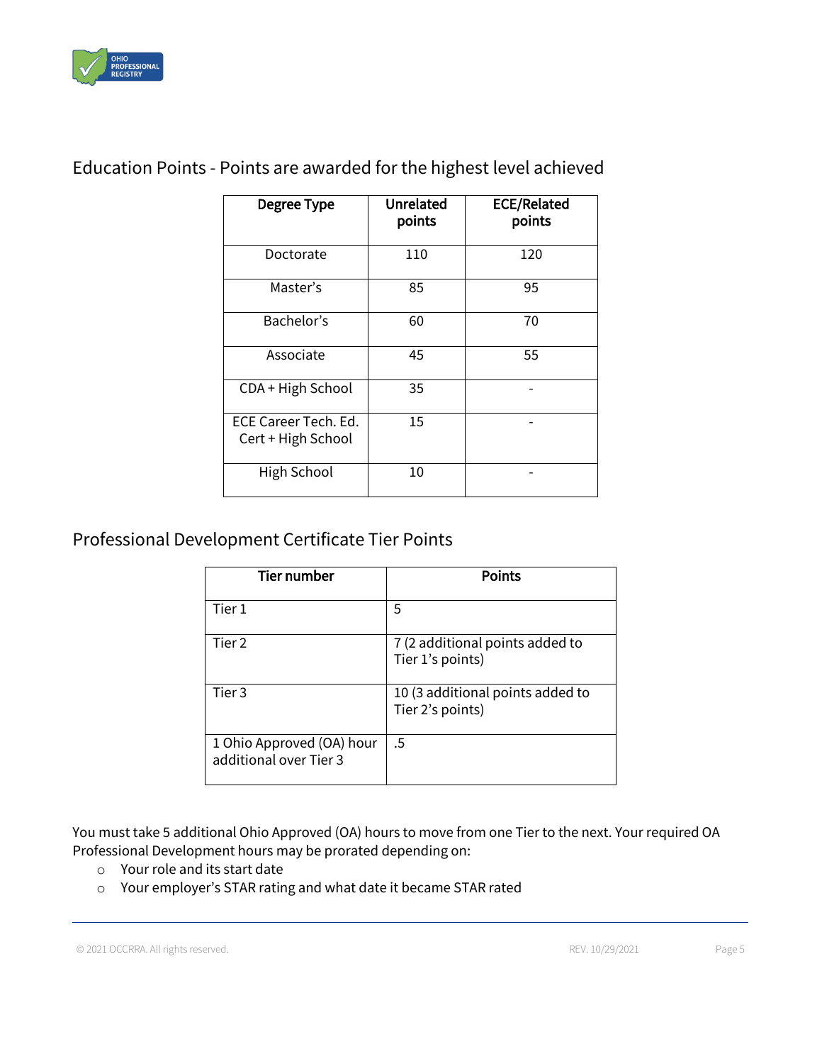## Education Points - Points are awarded for the highest level achieved

| Degree Type | Unrelated points | ECE/Related points |
|---|---|---|
| Doctorate | 110 | 120 |
| Master's | 85 | 95 |
| Bachelor's | 60 | 70 |
| Associate | 45 | 55 |
| CDA + High School | 35 | - |
| ECE Career Tech. Ed. Cert + High School | 15 | - |
| High School | 10 | - |

## Professional Development Certificate Tier Points

| Tier number | Points |
|---|---|
| Tier 1 | 5 |
| Tier 2 | 7 (2 additional points added to Tier 1's points) |
| Tier 3 | 10 (3 additional points added to Tier 2's points) |
| 1 Ohio Approved (OA) hour additional over Tier 3 | .5 |

You must take 5 additional Ohio Approved (OA) hours to move from one Tier to the next. Your required OA Professional Development hours may be prorated depending on:

- Your role and its start date
- Your employer's STAR rating and what date it became STAR rated